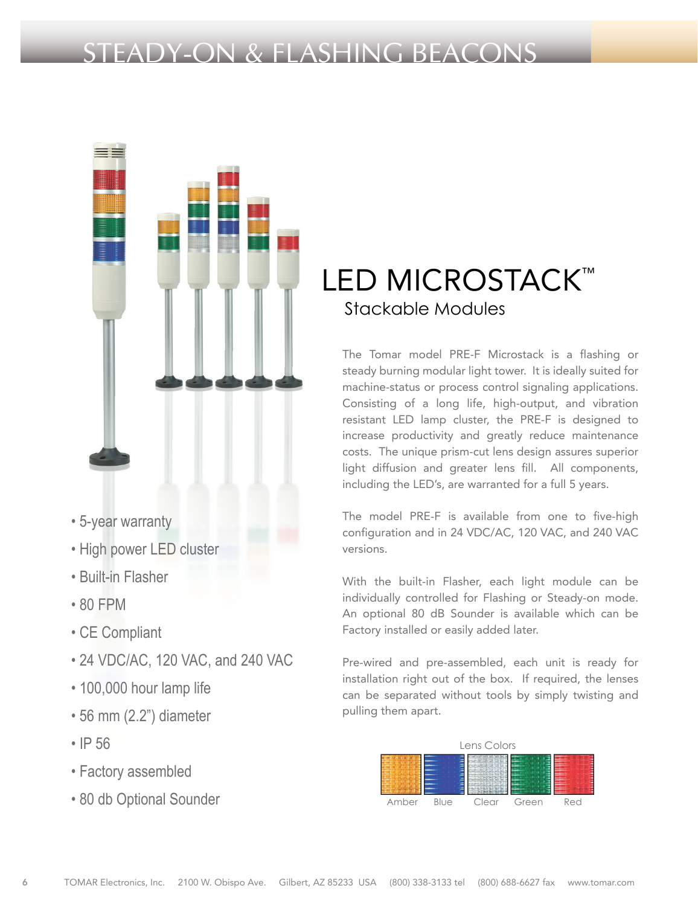# STEADY-ON & FLASHING BEACONS

## LED MICROSTACK™

### Stackable Modules

The Tomar model PRE-F Microstack is a flashing or steady burning modular light tower. It is ideally suited for machine-status or process control signaling applications. Consisting of a long life, high-output, and vibration resistant LED lamp cluster, the PRE-F is designed to increase productivity and greatly reduce maintenance costs. The unique prism-cut lens design assures superior light diffusion and greater lens fill. All components, including the LED's, are warranted for a full 5 years.

The model PRE-F is available from one to five-high configuration and in 24 VDC/AC, 120 VAC, and 240 VAC versions.

With the built-in Flasher, each light module can be individually controlled for Flashing or Steady-on mode. An optional 80 dB Sounder is available which can be Factory installed or easily added later.

Pre-wired and pre-assembled, each unit is ready for installation right out of the box. If required, the lenses can be separated without tools by simply twisting and pulling them apart.

- 5-year warranty
- High power LED cluster
- Built-in Flasher
- 80 FPM
- CE Compliant
- 24 VDC/AC, 120 VAC, and 240 VAC
- 100,000 hour lamp life
- 56 mm (2.2") diameter
- IP 56
- Factory assembled
- 80 db Optional Sounder

Lens Colors

Amber Blue Clear Green Red

TOMAR Electronics, Inc. 2100 W. Obispo Ave. Gilbert, AZ 85233 USA (800) 338-3133 tel (800) 688-6627 fax www.tomar.com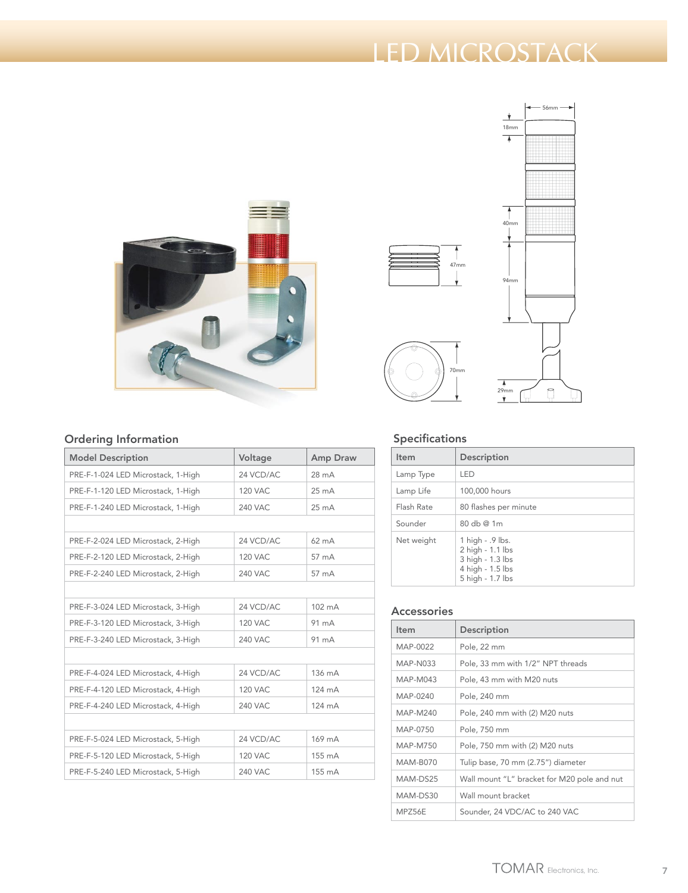# LED MICROSTACK

56mm
18mm
40mm
94mm
47mm
70mm
29mm

## Ordering Information

| Model Description | Voltage | Amp Draw |
|---|---|---|
| PRE-F-1-024 LED Microstack, 1-High | 24 VCD/AC | 28 mA |
| PRE-F-1-120 LED Microstack, 1-High | 120 VAC | 25 mA |
| PRE-F-1-240 LED Microstack, 1-High | 240 VAC | 25 mA |
| | | |
| PRE-F-2-024 LED Microstack, 2-High | 24 VCD/AC | 62 mA |
| PRE-F-2-120 LED Microstack, 2-High | 120 VAC | 57 mA |
| PRE-F-2-240 LED Microstack, 2-High | 240 VAC | 57 mA |
| | | |
| PRE-F-3-024 LED Microstack, 3-High | 24 VCD/AC | 102 mA |
| PRE-F-3-120 LED Microstack, 3-High | 120 VAC | 91 mA |
| PRE-F-3-240 LED Microstack, 3-High | 240 VAC | 91 mA |
| | | |
| PRE-F-4-024 LED Microstack, 4-High | 24 VCD/AC | 136 mA |
| PRE-F-4-120 LED Microstack, 4-High | 120 VAC | 124 mA |
| PRE-F-4-240 LED Microstack, 4-High | 240 VAC | 124 mA |
| | | |
| PRE-F-5-024 LED Microstack, 5-High | 24 VCD/AC | 169 mA |
| PRE-F-5-120 LED Microstack, 5-High | 120 VAC | 155 mA |
| PRE-F-5-240 LED Microstack, 5-High | 240 VAC | 155 mA |

## Specifications

| Item | Description |
|---|---|
| Lamp Type | LED |
| Lamp Life | 100,000 hours |
| Flash Rate | 80 flashes per minute |
| Sounder | 80 db @ 1m |
| Net weight | 1 high - .9 lbs.<br>2 high - 1.1 lbs<br>3 high - 1.3 lbs<br>4 high - 1.5 lbs<br>5 high - 1.7 lbs |

## Accessories

| Item | Description |
|---|---|
| MAP-0022 | Pole, 22 mm |
| MAP-N033 | Pole, 33 mm with 1/2" NPT threads |
| MAP-M043 | Pole, 43 mm with M20 nuts |
| MAP-0240 | Pole, 240 mm |
| MAP-M240 | Pole, 240 mm with (2) M20 nuts |
| MAP-0750 | Pole, 750 mm |
| MAP-M750 | Pole, 750 mm with (2) M20 nuts |
| MAM-B070 | Tulip base, 70 mm (2.75") diameter |
| MAM-DS25 | Wall mount "L" bracket for M20 pole and nut |
| MAM-DS30 | Wall mount bracket |
| MPZ56E | Sounder, 24 VDC/AC to 240 VAC |

TOMAR Electronics, Inc.